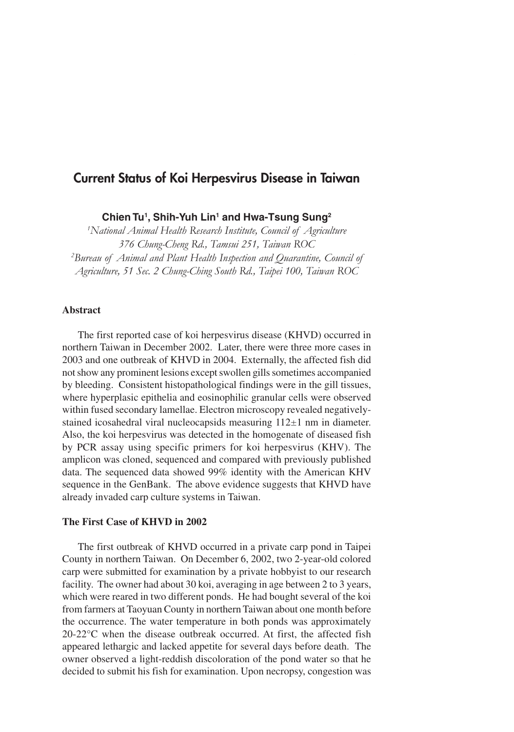# Current Status of Koi Herpesvirus Disease in Taiwan

**Chien Tu[1], Shih-Yuh Lin[1] and Hwa-Tsung Sung[2]**

[1]*National Animal Health Research Institute, Council of Agriculture 376 Chung-Cheng Rd., Tamsui 251, Taiwan ROC*

[2]*Bureau of Animal and Plant Health Inspection and Quarantine, Council of Agriculture, 51 Sec. 2 Chung-Ching South Rd., Taipei 100, Taiwan ROC*

## Abstract

The first reported case of koi herpesvirus disease (KHVD) occurred in northern Taiwan in December 2002. Later, there were three more cases in 2003 and one outbreak of KHVD in 2004. Externally, the affected fish did not show any prominent lesions except swollen gills sometimes accompanied by bleeding. Consistent histopathological findings were in the gill tissues, where hyperplasic epithelia and eosinophilic granular cells were observed within fused secondary lamellae. Electron microscopy revealed negatively-stained icosahedral viral nucleocapsids measuring 112±1 nm in diameter. Also, the koi herpesvirus was detected in the homogenate of diseased fish by PCR assay using specific primers for koi herpesvirus (KHV). The amplicon was cloned, sequenced and compared with previously published data. The sequenced data showed 99% identity with the American KHV sequence in the GenBank. The above evidence suggests that KHVD have already invaded carp culture systems in Taiwan.

## The First Case of KHVD in 2002

The first outbreak of KHVD occurred in a private carp pond in Taipei County in northern Taiwan. On December 6, 2002, two 2-year-old colored carp were submitted for examination by a private hobbyist to our research facility. The owner had about 30 koi, averaging in age between 2 to 3 years, which were reared in two different ponds. He had bought several of the koi from farmers at Taoyuan County in northern Taiwan about one month before the occurrence. The water temperature in both ponds was approximately 20-22°C when the disease outbreak occurred. At first, the affected fish appeared lethargic and lacked appetite for several days before death. The owner observed a light-reddish discoloration of the pond water so that he decided to submit his fish for examination. Upon necropsy, congestion was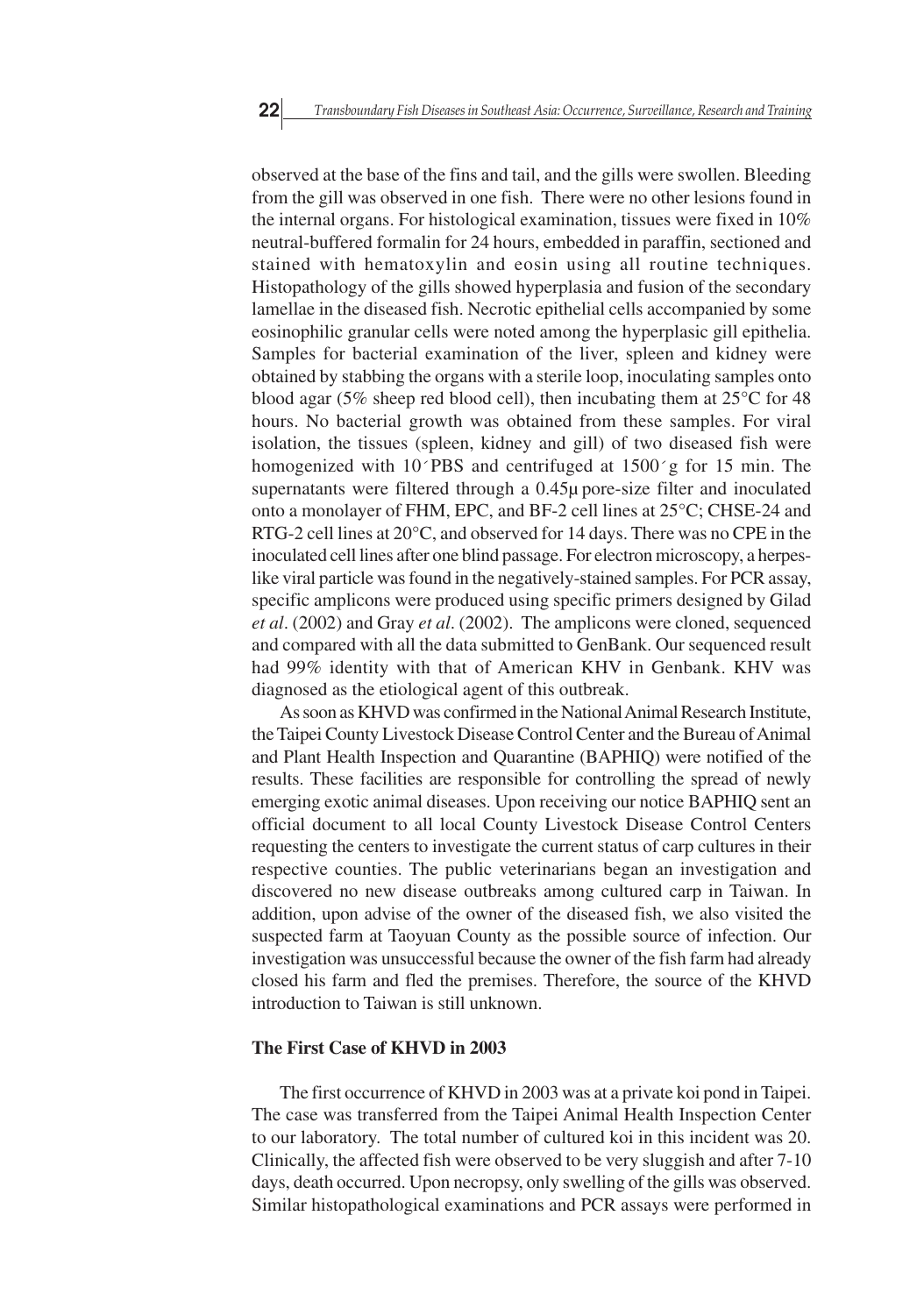observed at the base of the fins and tail, and the gills were swollen. Bleeding from the gill was observed in one fish. There were no other lesions found in the internal organs. For histological examination, tissues were fixed in 10% neutral-buffered formalin for 24 hours, embedded in paraffin, sectioned and stained with hematoxylin and eosin using all routine techniques. Histopathology of the gills showed hyperplasia and fusion of the secondary lamellae in the diseased fish. Necrotic epithelial cells accompanied by some eosinophilic granular cells were noted among the hyperplasic gill epithelia. Samples for bacterial examination of the liver, spleen and kidney were obtained by stabbing the organs with a sterile loop, inoculating samples onto blood agar (5% sheep red blood cell), then incubating them at 25°C for 48 hours. No bacterial growth was obtained from these samples. For viral isolation, the tissues (spleen, kidney and gill) of two diseased fish were homogenized with 10´PBS and centrifuged at 1500´g for 15 min. The supernatants were filtered through a 0.45μ pore-size filter and inoculated onto a monolayer of FHM, EPC, and BF-2 cell lines at 25°C; CHSE-24 and RTG-2 cell lines at 20°C, and observed for 14 days. There was no CPE in the inoculated cell lines after one blind passage. For electron microscopy, a herpes-like viral particle was found in the negatively-stained samples. For PCR assay, specific amplicons were produced using specific primers designed by Gilad *et al*. (2002) and Gray *et al*. (2002). The amplicons were cloned, sequenced and compared with all the data submitted to GenBank. Our sequenced result had 99% identity with that of American KHV in Genbank. KHV was diagnosed as the etiological agent of this outbreak.

As soon as KHVD was confirmed in the National Animal Research Institute, the Taipei County Livestock Disease Control Center and the Bureau of Animal and Plant Health Inspection and Quarantine (BAPHIQ) were notified of the results. These facilities are responsible for controlling the spread of newly emerging exotic animal diseases. Upon receiving our notice BAPHIQ sent an official document to all local County Livestock Disease Control Centers requesting the centers to investigate the current status of carp cultures in their respective counties. The public veterinarians began an investigation and discovered no new disease outbreaks among cultured carp in Taiwan. In addition, upon advise of the owner of the diseased fish, we also visited the suspected farm at Taoyuan County as the possible source of infection. Our investigation was unsuccessful because the owner of the fish farm had already closed his farm and fled the premises. Therefore, the source of the KHVD introduction to Taiwan is still unknown.

### The First Case of KHVD in 2003

The first occurrence of KHVD in 2003 was at a private koi pond in Taipei. The case was transferred from the Taipei Animal Health Inspection Center to our laboratory. The total number of cultured koi in this incident was 20. Clinically, the affected fish were observed to be very sluggish and after 7-10 days, death occurred. Upon necropsy, only swelling of the gills was observed. Similar histopathological examinations and PCR assays were performed in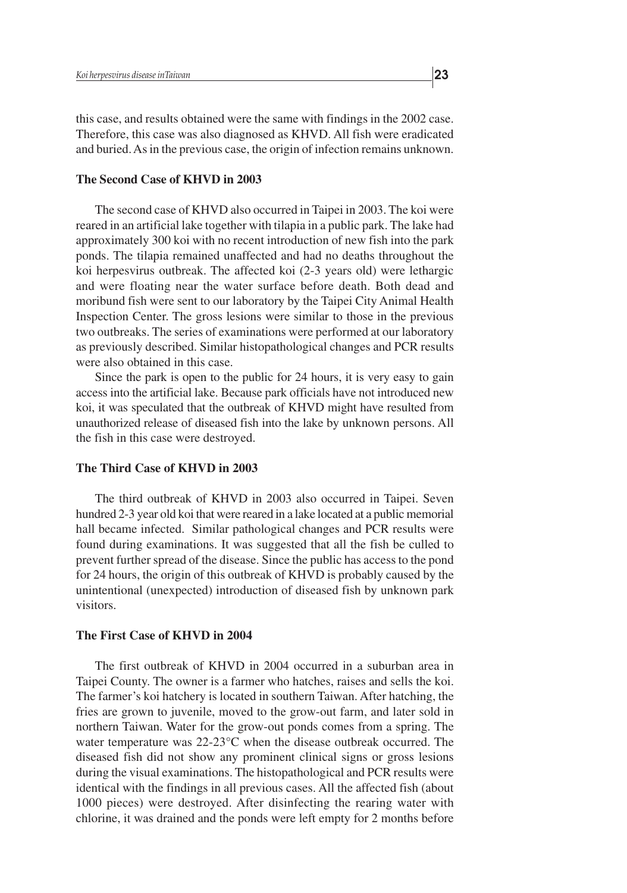this case, and results obtained were the same with findings in the 2002 case. Therefore, this case was also diagnosed as KHVD. All fish were eradicated and buried. As in the previous case, the origin of infection remains unknown.

### The Second Case of KHVD in 2003

The second case of KHVD also occurred in Taipei in 2003. The koi were reared in an artificial lake together with tilapia in a public park. The lake had approximately 300 koi with no recent introduction of new fish into the park ponds. The tilapia remained unaffected and had no deaths throughout the koi herpesvirus outbreak. The affected koi (2-3 years old) were lethargic and were floating near the water surface before death. Both dead and moribund fish were sent to our laboratory by the Taipei City Animal Health Inspection Center. The gross lesions were similar to those in the previous two outbreaks. The series of examinations were performed at our laboratory as previously described. Similar histopathological changes and PCR results were also obtained in this case.

Since the park is open to the public for 24 hours, it is very easy to gain access into the artificial lake. Because park officials have not introduced new koi, it was speculated that the outbreak of KHVD might have resulted from unauthorized release of diseased fish into the lake by unknown persons. All the fish in this case were destroyed.

### The Third Case of KHVD in 2003

The third outbreak of KHVD in 2003 also occurred in Taipei. Seven hundred 2-3 year old koi that were reared in a lake located at a public memorial hall became infected. Similar pathological changes and PCR results were found during examinations. It was suggested that all the fish be culled to prevent further spread of the disease. Since the public has access to the pond for 24 hours, the origin of this outbreak of KHVD is probably caused by the unintentional (unexpected) introduction of diseased fish by unknown park visitors.

### The First Case of KHVD in 2004

The first outbreak of KHVD in 2004 occurred in a suburban area in Taipei County. The owner is a farmer who hatches, raises and sells the koi. The farmer's koi hatchery is located in southern Taiwan. After hatching, the fries are grown to juvenile, moved to the grow-out farm, and later sold in northern Taiwan. Water for the grow-out ponds comes from a spring. The water temperature was 22-23°C when the disease outbreak occurred. The diseased fish did not show any prominent clinical signs or gross lesions during the visual examinations. The histopathological and PCR results were identical with the findings in all previous cases. All the affected fish (about 1000 pieces) were destroyed. After disinfecting the rearing water with chlorine, it was drained and the ponds were left empty for 2 months before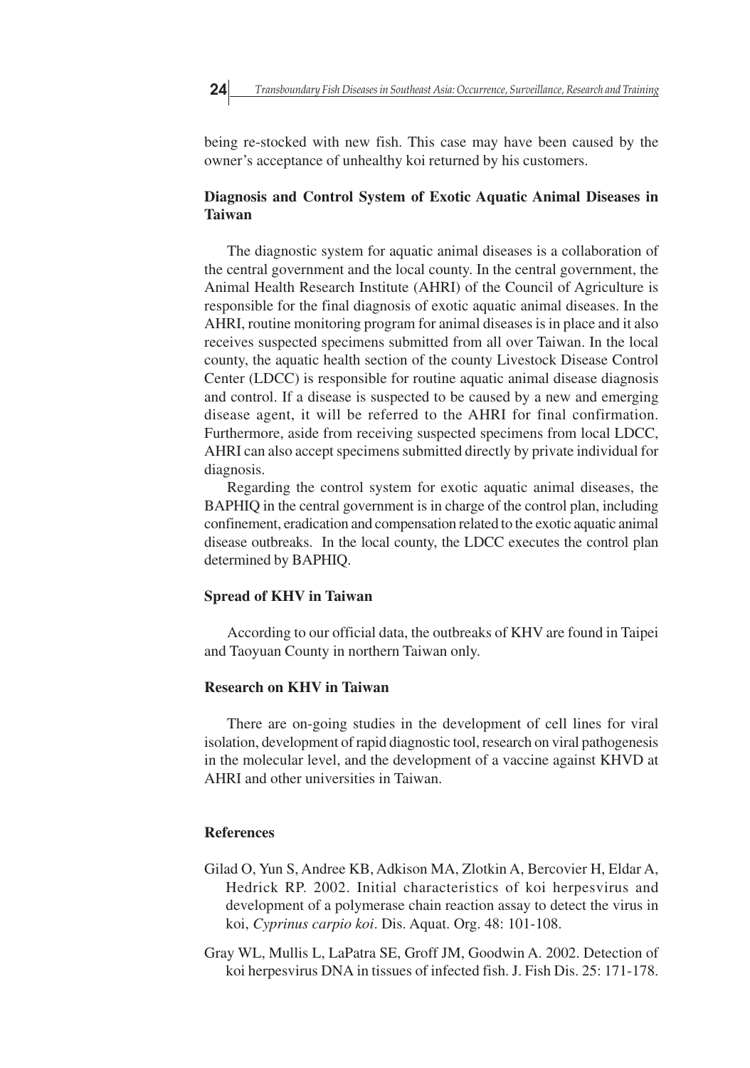being re-stocked with new fish. This case may have been caused by the owner's acceptance of unhealthy koi returned by his customers.

### Diagnosis and Control System of Exotic Aquatic Animal Diseases in Taiwan

The diagnostic system for aquatic animal diseases is a collaboration of the central government and the local county. In the central government, the Animal Health Research Institute (AHRI) of the Council of Agriculture is responsible for the final diagnosis of exotic aquatic animal diseases. In the AHRI, routine monitoring program for animal diseases is in place and it also receives suspected specimens submitted from all over Taiwan. In the local county, the aquatic health section of the county Livestock Disease Control Center (LDCC) is responsible for routine aquatic animal disease diagnosis and control. If a disease is suspected to be caused by a new and emerging disease agent, it will be referred to the AHRI for final confirmation. Furthermore, aside from receiving suspected specimens from local LDCC, AHRI can also accept specimens submitted directly by private individual for diagnosis.

Regarding the control system for exotic aquatic animal diseases, the BAPHIQ in the central government is in charge of the control plan, including confinement, eradication and compensation related to the exotic aquatic animal disease outbreaks. In the local county, the LDCC executes the control plan determined by BAPHIQ.

### Spread of KHV in Taiwan

According to our official data, the outbreaks of KHV are found in Taipei and Taoyuan County in northern Taiwan only.

### Research on KHV in Taiwan

There are on-going studies in the development of cell lines for viral isolation, development of rapid diagnostic tool, research on viral pathogenesis in the molecular level, and the development of a vaccine against KHVD at AHRI and other universities in Taiwan.

### References

Gilad O, Yun S, Andree KB, Adkison MA, Zlotkin A, Bercovier H, Eldar A, Hedrick RP. 2002. Initial characteristics of koi herpesvirus and development of a polymerase chain reaction assay to detect the virus in koi, *Cyprinus carpio koi*. Dis. Aquat. Org. 48: 101-108.

Gray WL, Mullis L, LaPatra SE, Groff JM, Goodwin A. 2002. Detection of koi herpesvirus DNA in tissues of infected fish. J. Fish Dis. 25: 171-178.